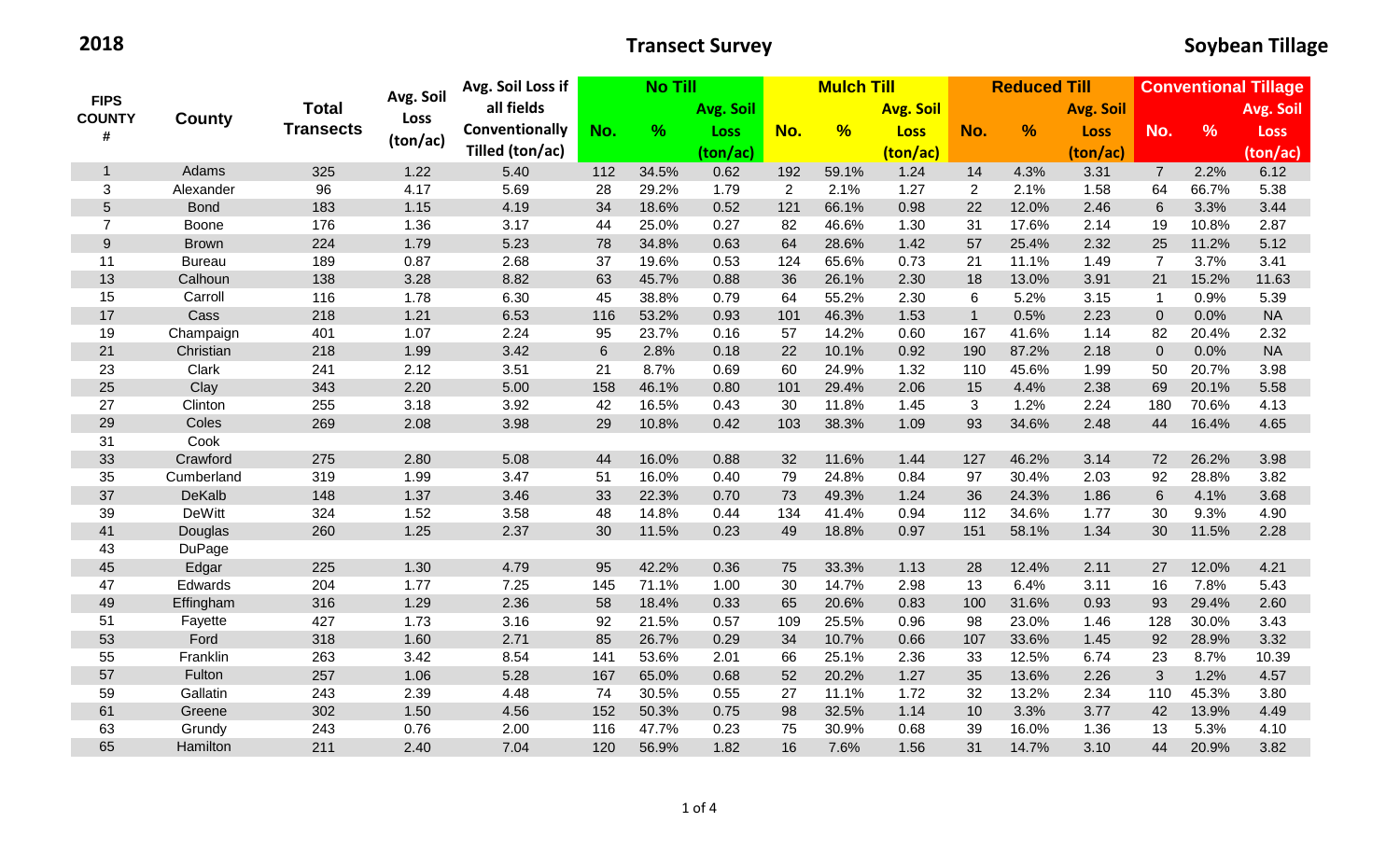**2018** **Transect Survey** **Soybean Tillage**

| FIPS COUNTY # | County | Total Transects | Avg. Soil Loss (ton/ac) | Avg. Soil Loss if all fields Conventionally Tilled (ton/ac) | No Till | | | Mulch Till | | | Reduced Till | | | Conventional Tillage | | |
|---|---|---|---|---|---|---|---|---|---|---|---|---|---|---|---|---|
| | | | | | No. | % | Avg. Soil Loss (ton/ac) | No. | % | Avg. Soil Loss (ton/ac) | No. | % | Avg. Soil Loss (ton/ac) | No. | % | Avg. Soil Loss (ton/ac) |
| 1 | Adams | 325 | 1.22 | 5.40 | 112 | 34.5% | 0.62 | 192 | 59.1% | 1.24 | 14 | 4.3% | 3.31 | 7 | 2.2% | 6.12 |
| 3 | Alexander | 96 | 4.17 | 5.69 | 28 | 29.2% | 1.79 | 2 | 2.1% | 1.27 | 2 | 2.1% | 1.58 | 64 | 66.7% | 5.38 |
| 5 | Bond | 183 | 1.15 | 4.19 | 34 | 18.6% | 0.52 | 121 | 66.1% | 0.98 | 22 | 12.0% | 2.46 | 6 | 3.3% | 3.44 |
| 7 | Boone | 176 | 1.36 | 3.17 | 44 | 25.0% | 0.27 | 82 | 46.6% | 1.30 | 31 | 17.6% | 2.14 | 19 | 10.8% | 2.87 |
| 9 | Brown | 224 | 1.79 | 5.23 | 78 | 34.8% | 0.63 | 64 | 28.6% | 1.42 | 57 | 25.4% | 2.32 | 25 | 11.2% | 5.12 |
| 11 | Bureau | 189 | 0.87 | 2.68 | 37 | 19.6% | 0.53 | 124 | 65.6% | 0.73 | 21 | 11.1% | 1.49 | 7 | 3.7% | 3.41 |
| 13 | Calhoun | 138 | 3.28 | 8.82 | 63 | 45.7% | 0.88 | 36 | 26.1% | 2.30 | 18 | 13.0% | 3.91 | 21 | 15.2% | 11.63 |
| 15 | Carroll | 116 | 1.78 | 6.30 | 45 | 38.8% | 0.79 | 64 | 55.2% | 2.30 | 6 | 5.2% | 3.15 | 1 | 0.9% | 5.39 |
| 17 | Cass | 218 | 1.21 | 6.53 | 116 | 53.2% | 0.93 | 101 | 46.3% | 1.53 | 1 | 0.5% | 2.23 | 0 | 0.0% | NA |
| 19 | Champaign | 401 | 1.07 | 2.24 | 95 | 23.7% | 0.16 | 57 | 14.2% | 0.60 | 167 | 41.6% | 1.14 | 82 | 20.4% | 2.32 |
| 21 | Christian | 218 | 1.99 | 3.42 | 6 | 2.8% | 0.18 | 22 | 10.1% | 0.92 | 190 | 87.2% | 2.18 | 0 | 0.0% | NA |
| 23 | Clark | 241 | 2.12 | 3.51 | 21 | 8.7% | 0.69 | 60 | 24.9% | 1.32 | 110 | 45.6% | 1.99 | 50 | 20.7% | 3.98 |
| 25 | Clay | 343 | 2.20 | 5.00 | 158 | 46.1% | 0.80 | 101 | 29.4% | 2.06 | 15 | 4.4% | 2.38 | 69 | 20.1% | 5.58 |
| 27 | Clinton | 255 | 3.18 | 3.92 | 42 | 16.5% | 0.43 | 30 | 11.8% | 1.45 | 3 | 1.2% | 2.24 | 180 | 70.6% | 4.13 |
| 29 | Coles | 269 | 2.08 | 3.98 | 29 | 10.8% | 0.42 | 103 | 38.3% | 1.09 | 93 | 34.6% | 2.48 | 44 | 16.4% | 4.65 |
| 31 | Cook | | | | | | | | | | | | | | | |
| 33 | Crawford | 275 | 2.80 | 5.08 | 44 | 16.0% | 0.88 | 32 | 11.6% | 1.44 | 127 | 46.2% | 3.14 | 72 | 26.2% | 3.98 |
| 35 | Cumberland | 319 | 1.99 | 3.47 | 51 | 16.0% | 0.40 | 79 | 24.8% | 0.84 | 97 | 30.4% | 2.03 | 92 | 28.8% | 3.82 |
| 37 | DeKalb | 148 | 1.37 | 3.46 | 33 | 22.3% | 0.70 | 73 | 49.3% | 1.24 | 36 | 24.3% | 1.86 | 6 | 4.1% | 3.68 |
| 39 | DeWitt | 324 | 1.52 | 3.58 | 48 | 14.8% | 0.44 | 134 | 41.4% | 0.94 | 112 | 34.6% | 1.77 | 30 | 9.3% | 4.90 |
| 41 | Douglas | 260 | 1.25 | 2.37 | 30 | 11.5% | 0.23 | 49 | 18.8% | 0.97 | 151 | 58.1% | 1.34 | 30 | 11.5% | 2.28 |
| 43 | DuPage | | | | | | | | | | | | | | | |
| 45 | Edgar | 225 | 1.30 | 4.79 | 95 | 42.2% | 0.36 | 75 | 33.3% | 1.13 | 28 | 12.4% | 2.11 | 27 | 12.0% | 4.21 |
| 47 | Edwards | 204 | 1.77 | 7.25 | 145 | 71.1% | 1.00 | 30 | 14.7% | 2.98 | 13 | 6.4% | 3.11 | 16 | 7.8% | 5.43 |
| 49 | Effingham | 316 | 1.29 | 2.36 | 58 | 18.4% | 0.33 | 65 | 20.6% | 0.83 | 100 | 31.6% | 0.93 | 93 | 29.4% | 2.60 |
| 51 | Fayette | 427 | 1.73 | 3.16 | 92 | 21.5% | 0.57 | 109 | 25.5% | 0.96 | 98 | 23.0% | 1.46 | 128 | 30.0% | 3.43 |
| 53 | Ford | 318 | 1.60 | 2.71 | 85 | 26.7% | 0.29 | 34 | 10.7% | 0.66 | 107 | 33.6% | 1.45 | 92 | 28.9% | 3.32 |
| 55 | Franklin | 263 | 3.42 | 8.54 | 141 | 53.6% | 2.01 | 66 | 25.1% | 2.36 | 33 | 12.5% | 6.74 | 23 | 8.7% | 10.39 |
| 57 | Fulton | 257 | 1.06 | 5.28 | 167 | 65.0% | 0.68 | 52 | 20.2% | 1.27 | 35 | 13.6% | 2.26 | 3 | 1.2% | 4.57 |
| 59 | Gallatin | 243 | 2.39 | 4.48 | 74 | 30.5% | 0.55 | 27 | 11.1% | 1.72 | 32 | 13.2% | 2.34 | 110 | 45.3% | 3.80 |
| 61 | Greene | 302 | 1.50 | 4.56 | 152 | 50.3% | 0.75 | 98 | 32.5% | 1.14 | 10 | 3.3% | 3.77 | 42 | 13.9% | 4.49 |
| 63 | Grundy | 243 | 0.76 | 2.00 | 116 | 47.7% | 0.23 | 75 | 30.9% | 0.68 | 39 | 16.0% | 1.36 | 13 | 5.3% | 4.10 |
| 65 | Hamilton | 211 | 2.40 | 7.04 | 120 | 56.9% | 1.82 | 16 | 7.6% | 1.56 | 31 | 14.7% | 3.10 | 44 | 20.9% | 3.82 |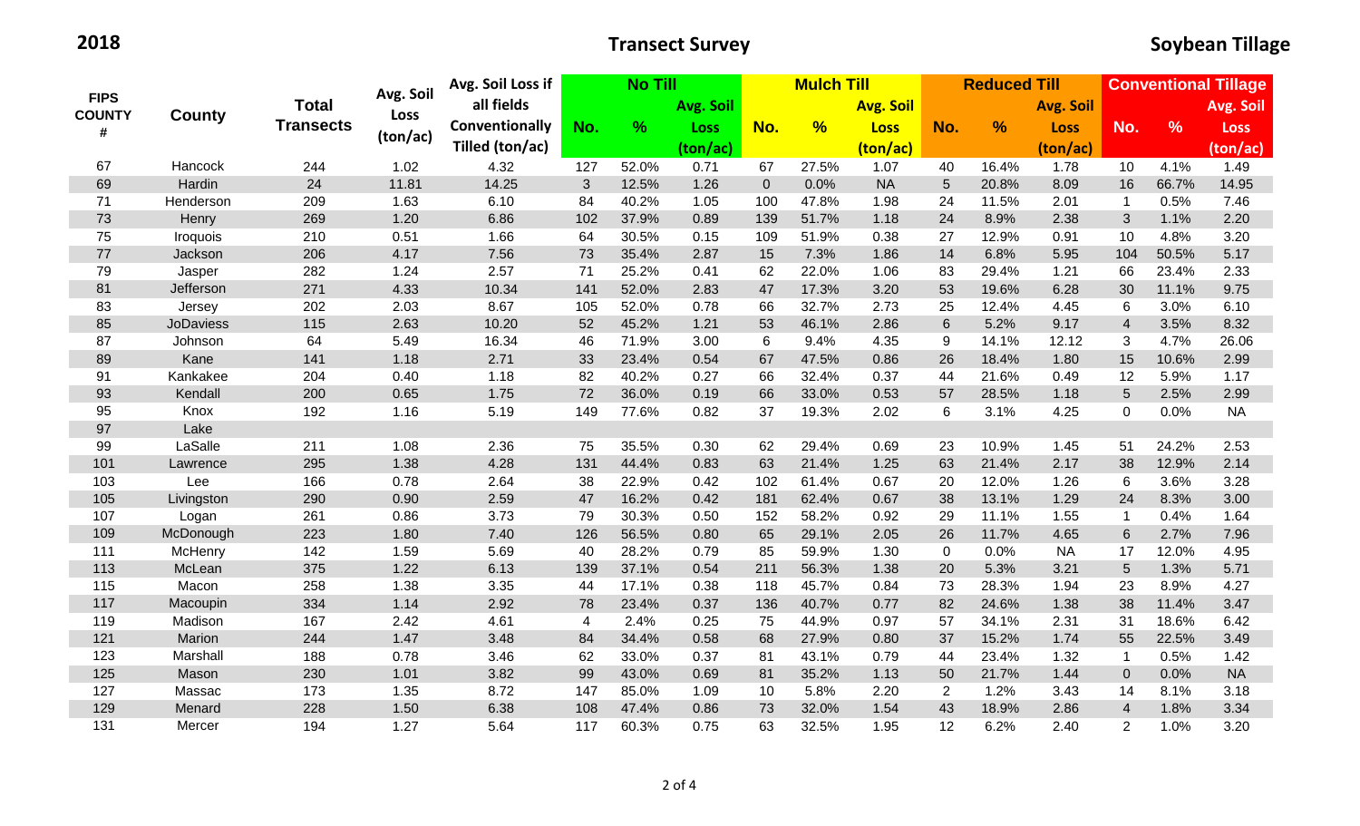2018

# Transect Survey

## Soybean Tillage

| FIPS COUNTY # | County | Total Transects | Avg. Soil Loss (ton/ac) | Avg. Soil Loss if all fields Conventionally Tilled (ton/ac) | No Till | | | Mulch Till | | | Reduced Till | | | Conventional Tillage | | |
|---|---|---|---|---|---|---|---|---|---|---|---|---|---|---|---|---|
| | | | | | No. | % | Avg. Soil Loss (ton/ac) | No. | % | Avg. Soil Loss (ton/ac) | No. | % | Avg. Soil Loss (ton/ac) | No. | % | Avg. Soil Loss (ton/ac) |
| 67 | Hancock | 244 | 1.02 | 4.32 | 127 | 52.0% | 0.71 | 67 | 27.5% | 1.07 | 40 | 16.4% | 1.78 | 10 | 4.1% | 1.49 |
| 69 | Hardin | 24 | 11.81 | 14.25 | 3 | 12.5% | 1.26 | 0 | 0.0% | NA | 5 | 20.8% | 8.09 | 16 | 66.7% | 14.95 |
| 71 | Henderson | 209 | 1.63 | 6.10 | 84 | 40.2% | 1.05 | 100 | 47.8% | 1.98 | 24 | 11.5% | 2.01 | 1 | 0.5% | 7.46 |
| 73 | Henry | 269 | 1.20 | 6.86 | 102 | 37.9% | 0.89 | 139 | 51.7% | 1.18 | 24 | 8.9% | 2.38 | 3 | 1.1% | 2.20 |
| 75 | Iroquois | 210 | 0.51 | 1.66 | 64 | 30.5% | 0.15 | 109 | 51.9% | 0.38 | 27 | 12.9% | 0.91 | 10 | 4.8% | 3.20 |
| 77 | Jackson | 206 | 4.17 | 7.56 | 73 | 35.4% | 2.87 | 15 | 7.3% | 1.86 | 14 | 6.8% | 5.95 | 104 | 50.5% | 5.17 |
| 79 | Jasper | 282 | 1.24 | 2.57 | 71 | 25.2% | 0.41 | 62 | 22.0% | 1.06 | 83 | 29.4% | 1.21 | 66 | 23.4% | 2.33 |
| 81 | Jefferson | 271 | 4.33 | 10.34 | 141 | 52.0% | 2.83 | 47 | 17.3% | 3.20 | 53 | 19.6% | 6.28 | 30 | 11.1% | 9.75 |
| 83 | Jersey | 202 | 2.03 | 8.67 | 105 | 52.0% | 0.78 | 66 | 32.7% | 2.73 | 25 | 12.4% | 4.45 | 6 | 3.0% | 6.10 |
| 85 | JoDaviess | 115 | 2.63 | 10.20 | 52 | 45.2% | 1.21 | 53 | 46.1% | 2.86 | 6 | 5.2% | 9.17 | 4 | 3.5% | 8.32 |
| 87 | Johnson | 64 | 5.49 | 16.34 | 46 | 71.9% | 3.00 | 6 | 9.4% | 4.35 | 9 | 14.1% | 12.12 | 3 | 4.7% | 26.06 |
| 89 | Kane | 141 | 1.18 | 2.71 | 33 | 23.4% | 0.54 | 67 | 47.5% | 0.86 | 26 | 18.4% | 1.80 | 15 | 10.6% | 2.99 |
| 91 | Kankakee | 204 | 0.40 | 1.18 | 82 | 40.2% | 0.27 | 66 | 32.4% | 0.37 | 44 | 21.6% | 0.49 | 12 | 5.9% | 1.17 |
| 93 | Kendall | 200 | 0.65 | 1.75 | 72 | 36.0% | 0.19 | 66 | 33.0% | 0.53 | 57 | 28.5% | 1.18 | 5 | 2.5% | 2.99 |
| 95 | Knox | 192 | 1.16 | 5.19 | 149 | 77.6% | 0.82 | 37 | 19.3% | 2.02 | 6 | 3.1% | 4.25 | 0 | 0.0% | NA |
| 97 | Lake | | | | | | | | | | | | | | | |
| 99 | LaSalle | 211 | 1.08 | 2.36 | 75 | 35.5% | 0.30 | 62 | 29.4% | 0.69 | 23 | 10.9% | 1.45 | 51 | 24.2% | 2.53 |
| 101 | Lawrence | 295 | 1.38 | 4.28 | 131 | 44.4% | 0.83 | 63 | 21.4% | 1.25 | 63 | 21.4% | 2.17 | 38 | 12.9% | 2.14 |
| 103 | Lee | 166 | 0.78 | 2.64 | 38 | 22.9% | 0.42 | 102 | 61.4% | 0.67 | 20 | 12.0% | 1.26 | 6 | 3.6% | 3.28 |
| 105 | Livingston | 290 | 0.90 | 2.59 | 47 | 16.2% | 0.42 | 181 | 62.4% | 0.67 | 38 | 13.1% | 1.29 | 24 | 8.3% | 3.00 |
| 107 | Logan | 261 | 0.86 | 3.73 | 79 | 30.3% | 0.50 | 152 | 58.2% | 0.92 | 29 | 11.1% | 1.55 | 1 | 0.4% | 1.64 |
| 109 | McDonough | 223 | 1.80 | 7.40 | 126 | 56.5% | 0.80 | 65 | 29.1% | 2.05 | 26 | 11.7% | 4.65 | 6 | 2.7% | 7.96 |
| 111 | McHenry | 142 | 1.59 | 5.69 | 40 | 28.2% | 0.79 | 85 | 59.9% | 1.30 | 0 | 0.0% | NA | 17 | 12.0% | 4.95 |
| 113 | McLean | 375 | 1.22 | 6.13 | 139 | 37.1% | 0.54 | 211 | 56.3% | 1.38 | 20 | 5.3% | 3.21 | 5 | 1.3% | 5.71 |
| 115 | Macon | 258 | 1.38 | 3.35 | 44 | 17.1% | 0.38 | 118 | 45.7% | 0.84 | 73 | 28.3% | 1.94 | 23 | 8.9% | 4.27 |
| 117 | Macoupin | 334 | 1.14 | 2.92 | 78 | 23.4% | 0.37 | 136 | 40.7% | 0.77 | 82 | 24.6% | 1.38 | 38 | 11.4% | 3.47 |
| 119 | Madison | 167 | 2.42 | 4.61 | 4 | 2.4% | 0.25 | 75 | 44.9% | 0.97 | 57 | 34.1% | 2.31 | 31 | 18.6% | 6.42 |
| 121 | Marion | 244 | 1.47 | 3.48 | 84 | 34.4% | 0.58 | 68 | 27.9% | 0.80 | 37 | 15.2% | 1.74 | 55 | 22.5% | 3.49 |
| 123 | Marshall | 188 | 0.78 | 3.46 | 62 | 33.0% | 0.37 | 81 | 43.1% | 0.79 | 44 | 23.4% | 1.32 | 1 | 0.5% | 1.42 |
| 125 | Mason | 230 | 1.01 | 3.82 | 99 | 43.0% | 0.69 | 81 | 35.2% | 1.13 | 50 | 21.7% | 1.44 | 0 | 0.0% | NA |
| 127 | Massac | 173 | 1.35 | 8.72 | 147 | 85.0% | 1.09 | 10 | 5.8% | 2.20 | 2 | 1.2% | 3.43 | 14 | 8.1% | 3.18 |
| 129 | Menard | 228 | 1.50 | 6.38 | 108 | 47.4% | 0.86 | 73 | 32.0% | 1.54 | 43 | 18.9% | 2.86 | 4 | 1.8% | 3.34 |
| 131 | Mercer | 194 | 1.27 | 5.64 | 117 | 60.3% | 0.75 | 63 | 32.5% | 1.95 | 12 | 6.2% | 2.40 | 2 | 1.0% | 3.20 |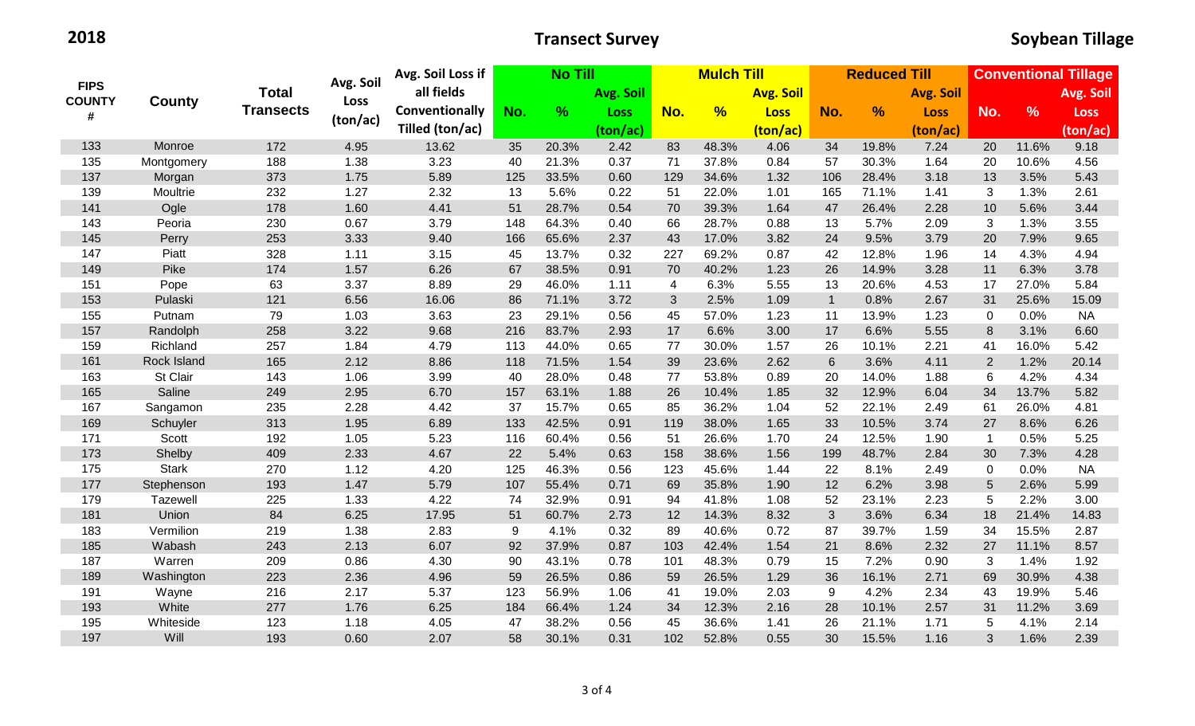**2018** — **Transect Survey** — **Soybean Tillage**

| FIPS COUNTY # | County | Total Transects | Avg. Soil Loss (ton/ac) | Avg. Soil Loss if all fields Conventionally Tilled (ton/ac) | No Till | | | Mulch Till | | | Reduced Till | | | Conventional Tillage | | |
|---|---|---|---|---|---|---|---|---|---|---|---|---|---|---|---|---|
| | | | | | No. | % | Avg. Soil Loss (ton/ac) | No. | % | Avg. Soil Loss (ton/ac) | No. | % | Avg. Soil Loss (ton/ac) | No. | % | Avg. Soil Loss (ton/ac) |
| 133 | Monroe | 172 | 4.95 | 13.62 | 35 | 20.3% | 2.42 | 83 | 48.3% | 4.06 | 34 | 19.8% | 7.24 | 20 | 11.6% | 9.18 |
| 135 | Montgomery | 188 | 1.38 | 3.23 | 40 | 21.3% | 0.37 | 71 | 37.8% | 0.84 | 57 | 30.3% | 1.64 | 20 | 10.6% | 4.56 |
| 137 | Morgan | 373 | 1.75 | 5.89 | 125 | 33.5% | 0.60 | 129 | 34.6% | 1.32 | 106 | 28.4% | 3.18 | 13 | 3.5% | 5.43 |
| 139 | Moultrie | 232 | 1.27 | 2.32 | 13 | 5.6% | 0.22 | 51 | 22.0% | 1.01 | 165 | 71.1% | 1.41 | 3 | 1.3% | 2.61 |
| 141 | Ogle | 178 | 1.60 | 4.41 | 51 | 28.7% | 0.54 | 70 | 39.3% | 1.64 | 47 | 26.4% | 2.28 | 10 | 5.6% | 3.44 |
| 143 | Peoria | 230 | 0.67 | 3.79 | 148 | 64.3% | 0.40 | 66 | 28.7% | 0.88 | 13 | 5.7% | 2.09 | 3 | 1.3% | 3.55 |
| 145 | Perry | 253 | 3.33 | 9.40 | 166 | 65.6% | 2.37 | 43 | 17.0% | 3.82 | 24 | 9.5% | 3.79 | 20 | 7.9% | 9.65 |
| 147 | Piatt | 328 | 1.11 | 3.15 | 45 | 13.7% | 0.32 | 227 | 69.2% | 0.87 | 42 | 12.8% | 1.96 | 14 | 4.3% | 4.94 |
| 149 | Pike | 174 | 1.57 | 6.26 | 67 | 38.5% | 0.91 | 70 | 40.2% | 1.23 | 26 | 14.9% | 3.28 | 11 | 6.3% | 3.78 |
| 151 | Pope | 63 | 3.37 | 8.89 | 29 | 46.0% | 1.11 | 4 | 6.3% | 5.55 | 13 | 20.6% | 4.53 | 17 | 27.0% | 5.84 |
| 153 | Pulaski | 121 | 6.56 | 16.06 | 86 | 71.1% | 3.72 | 3 | 2.5% | 1.09 | 1 | 0.8% | 2.67 | 31 | 25.6% | 15.09 |
| 155 | Putnam | 79 | 1.03 | 3.63 | 23 | 29.1% | 0.56 | 45 | 57.0% | 1.23 | 11 | 13.9% | 1.23 | 0 | 0.0% | NA |
| 157 | Randolph | 258 | 3.22 | 9.68 | 216 | 83.7% | 2.93 | 17 | 6.6% | 3.00 | 17 | 6.6% | 5.55 | 8 | 3.1% | 6.60 |
| 159 | Richland | 257 | 1.84 | 4.79 | 113 | 44.0% | 0.65 | 77 | 30.0% | 1.57 | 26 | 10.1% | 2.21 | 41 | 16.0% | 5.42 |
| 161 | Rock Island | 165 | 2.12 | 8.86 | 118 | 71.5% | 1.54 | 39 | 23.6% | 2.62 | 6 | 3.6% | 4.11 | 2 | 1.2% | 20.14 |
| 163 | St Clair | 143 | 1.06 | 3.99 | 40 | 28.0% | 0.48 | 77 | 53.8% | 0.89 | 20 | 14.0% | 1.88 | 6 | 4.2% | 4.34 |
| 165 | Saline | 249 | 2.95 | 6.70 | 157 | 63.1% | 1.88 | 26 | 10.4% | 1.85 | 32 | 12.9% | 6.04 | 34 | 13.7% | 5.82 |
| 167 | Sangamon | 235 | 2.28 | 4.42 | 37 | 15.7% | 0.65 | 85 | 36.2% | 1.04 | 52 | 22.1% | 2.49 | 61 | 26.0% | 4.81 |
| 169 | Schuyler | 313 | 1.95 | 6.89 | 133 | 42.5% | 0.91 | 119 | 38.0% | 1.65 | 33 | 10.5% | 3.74 | 27 | 8.6% | 6.26 |
| 171 | Scott | 192 | 1.05 | 5.23 | 116 | 60.4% | 0.56 | 51 | 26.6% | 1.70 | 24 | 12.5% | 1.90 | 1 | 0.5% | 5.25 |
| 173 | Shelby | 409 | 2.33 | 4.67 | 22 | 5.4% | 0.63 | 158 | 38.6% | 1.56 | 199 | 48.7% | 2.84 | 30 | 7.3% | 4.28 |
| 175 | Stark | 270 | 1.12 | 4.20 | 125 | 46.3% | 0.56 | 123 | 45.6% | 1.44 | 22 | 8.1% | 2.49 | 0 | 0.0% | NA |
| 177 | Stephenson | 193 | 1.47 | 5.79 | 107 | 55.4% | 0.71 | 69 | 35.8% | 1.90 | 12 | 6.2% | 3.98 | 5 | 2.6% | 5.99 |
| 179 | Tazewell | 225 | 1.33 | 4.22 | 74 | 32.9% | 0.91 | 94 | 41.8% | 1.08 | 52 | 23.1% | 2.23 | 5 | 2.2% | 3.00 |
| 181 | Union | 84 | 6.25 | 17.95 | 51 | 60.7% | 2.73 | 12 | 14.3% | 8.32 | 3 | 3.6% | 6.34 | 18 | 21.4% | 14.83 |
| 183 | Vermilion | 219 | 1.38 | 2.83 | 9 | 4.1% | 0.32 | 89 | 40.6% | 0.72 | 87 | 39.7% | 1.59 | 34 | 15.5% | 2.87 |
| 185 | Wabash | 243 | 2.13 | 6.07 | 92 | 37.9% | 0.87 | 103 | 42.4% | 1.54 | 21 | 8.6% | 2.32 | 27 | 11.1% | 8.57 |
| 187 | Warren | 209 | 0.86 | 4.30 | 90 | 43.1% | 0.78 | 101 | 48.3% | 0.79 | 15 | 7.2% | 0.90 | 3 | 1.4% | 1.92 |
| 189 | Washington | 223 | 2.36 | 4.96 | 59 | 26.5% | 0.86 | 59 | 26.5% | 1.29 | 36 | 16.1% | 2.71 | 69 | 30.9% | 4.38 |
| 191 | Wayne | 216 | 2.17 | 5.37 | 123 | 56.9% | 1.06 | 41 | 19.0% | 2.03 | 9 | 4.2% | 2.34 | 43 | 19.9% | 5.46 |
| 193 | White | 277 | 1.76 | 6.25 | 184 | 66.4% | 1.24 | 34 | 12.3% | 2.16 | 28 | 10.1% | 2.57 | 31 | 11.2% | 3.69 |
| 195 | Whiteside | 123 | 1.18 | 4.05 | 47 | 38.2% | 0.56 | 45 | 36.6% | 1.41 | 26 | 21.1% | 1.71 | 5 | 4.1% | 2.14 |
| 197 | Will | 193 | 0.60 | 2.07 | 58 | 30.1% | 0.31 | 102 | 52.8% | 0.55 | 30 | 15.5% | 1.16 | 3 | 1.6% | 2.39 |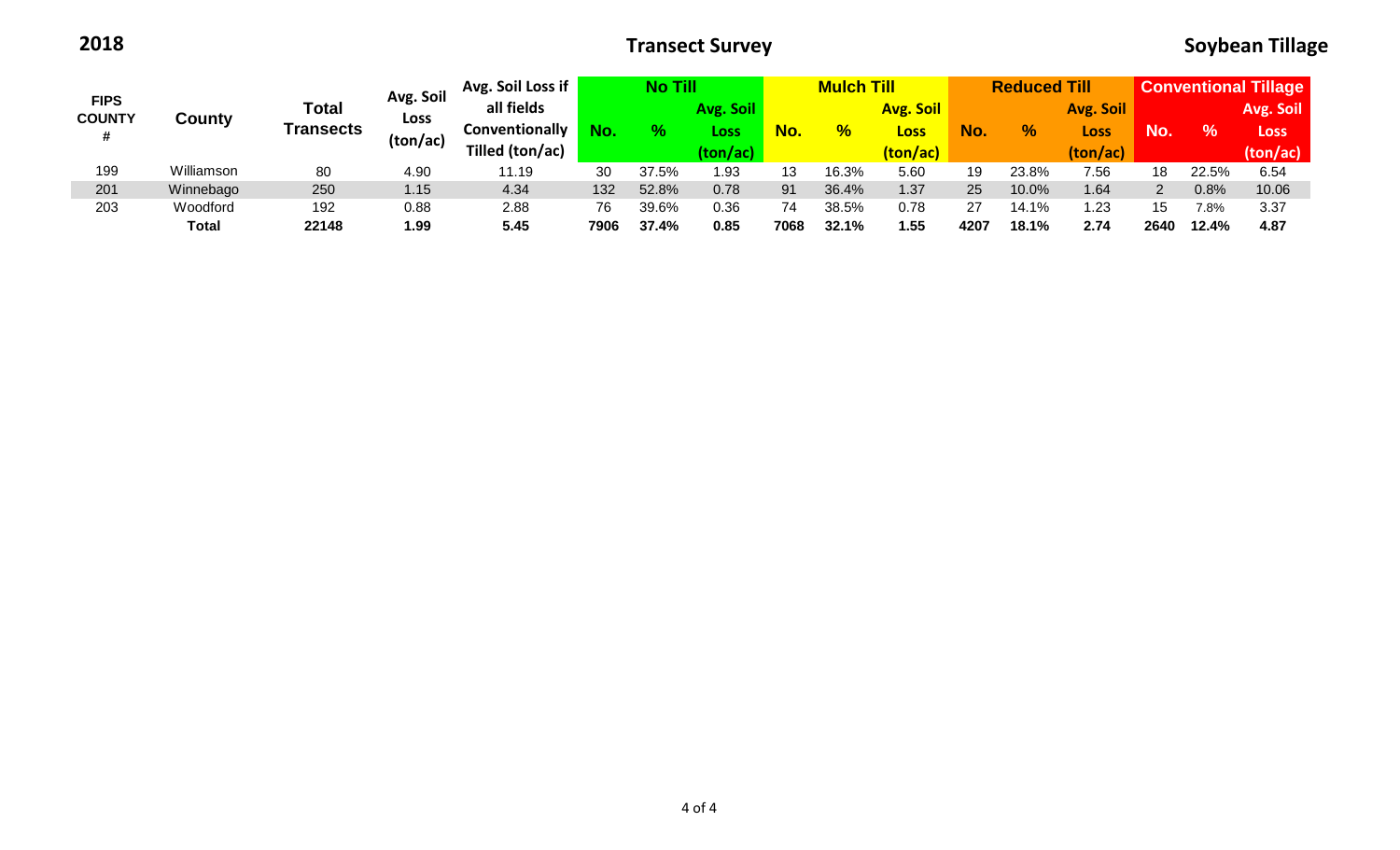2018

# Transect Survey

## Soybean Tillage

| FIPS COUNTY # | County | Total Transects | Avg. Soil Loss (ton/ac) | Avg. Soil Loss if all fields Conventionally Tilled (ton/ac) | No Till | | | Mulch Till | | | Reduced Till | | | Conventional Tillage | | |
|---|---|---|---|---|---|---|---|---|---|---|---|---|---|---|---|---|
| | | | | | No. | % | Avg. Soil Loss (ton/ac) | No. | % | Avg. Soil Loss (ton/ac) | No. | % | Avg. Soil Loss (ton/ac) | No. | % | Avg. Soil Loss (ton/ac) |
| 199 | Williamson | 80 | 4.90 | 11.19 | 30 | 37.5% | 1.93 | 13 | 16.3% | 5.60 | 19 | 23.8% | 7.56 | 18 | 22.5% | 6.54 |
| 201 | Winnebago | 250 | 1.15 | 4.34 | 132 | 52.8% | 0.78 | 91 | 36.4% | 1.37 | 25 | 10.0% | 1.64 | 2 | 0.8% | 10.06 |
| 203 | Woodford | 192 | 0.88 | 2.88 | 76 | 39.6% | 0.36 | 74 | 38.5% | 0.78 | 27 | 14.1% | 1.23 | 15 | 7.8% | 3.37 |
| | **Total** | **22148** | **1.99** | **5.45** | **7906** | **37.4%** | **0.85** | **7068** | **32.1%** | **1.55** | **4207** | **18.1%** | **2.74** | **2640** | **12.4%** | **4.87** |